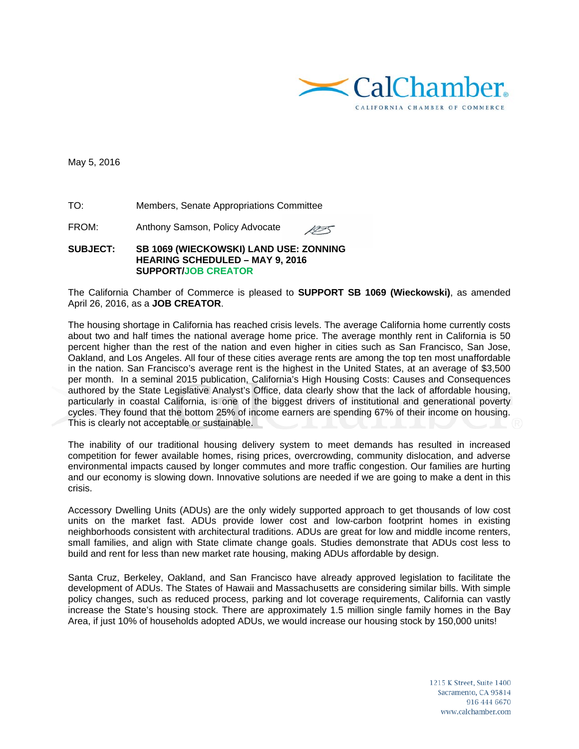CalChamber.
CALIFORNIA CHAMBER OF COMMERCE

May 5, 2016

TO: Members, Senate Appropriations Committee

FROM: Anthony Samson, Policy Advocate

**SUBJECT: SB 1069 (WIECKOWSKI) LAND USE: ZONNING**
**HEARING SCHEDULED – MAY 9, 2016**
**SUPPORT/JOB CREATOR**

The California Chamber of Commerce is pleased to **SUPPORT SB 1069 (Wieckowski)**, as amended April 26, 2016, as a **JOB CREATOR**.

The housing shortage in California has reached crisis levels. The average California home currently costs about two and half times the national average home price. The average monthly rent in California is 50 percent higher than the rest of the nation and even higher in cities such as San Francisco, San Jose, Oakland, and Los Angeles. All four of these cities average rents are among the top ten most unaffordable in the nation. San Francisco's average rent is the highest in the United States, at an average of $3,500 per month. In a seminal 2015 publication, California's High Housing Costs: Causes and Consequences authored by the State Legislative Analyst's Office, data clearly show that the lack of affordable housing, particularly in coastal California, is one of the biggest drivers of institutional and generational poverty cycles. They found that the bottom 25% of income earners are spending 67% of their income on housing. This is clearly not acceptable or sustainable.

The inability of our traditional housing delivery system to meet demands has resulted in increased competition for fewer available homes, rising prices, overcrowding, community dislocation, and adverse environmental impacts caused by longer commutes and more traffic congestion. Our families are hurting and our economy is slowing down. Innovative solutions are needed if we are going to make a dent in this crisis.

Accessory Dwelling Units (ADUs) are the only widely supported approach to get thousands of low cost units on the market fast. ADUs provide lower cost and low-carbon footprint homes in existing neighborhoods consistent with architectural traditions. ADUs are great for low and middle income renters, small families, and align with State climate change goals. Studies demonstrate that ADUs cost less to build and rent for less than new market rate housing, making ADUs affordable by design.

Santa Cruz, Berkeley, Oakland, and San Francisco have already approved legislation to facilitate the development of ADUs. The States of Hawaii and Massachusetts are considering similar bills. With simple policy changes, such as reduced process, parking and lot coverage requirements, California can vastly increase the State's housing stock. There are approximately 1.5 million single family homes in the Bay Area, if just 10% of households adopted ADUs, we would increase our housing stock by 150,000 units!

1215 K Street, Suite 1400
Sacramento, CA 95814
916 444 6670
www.calchamber.com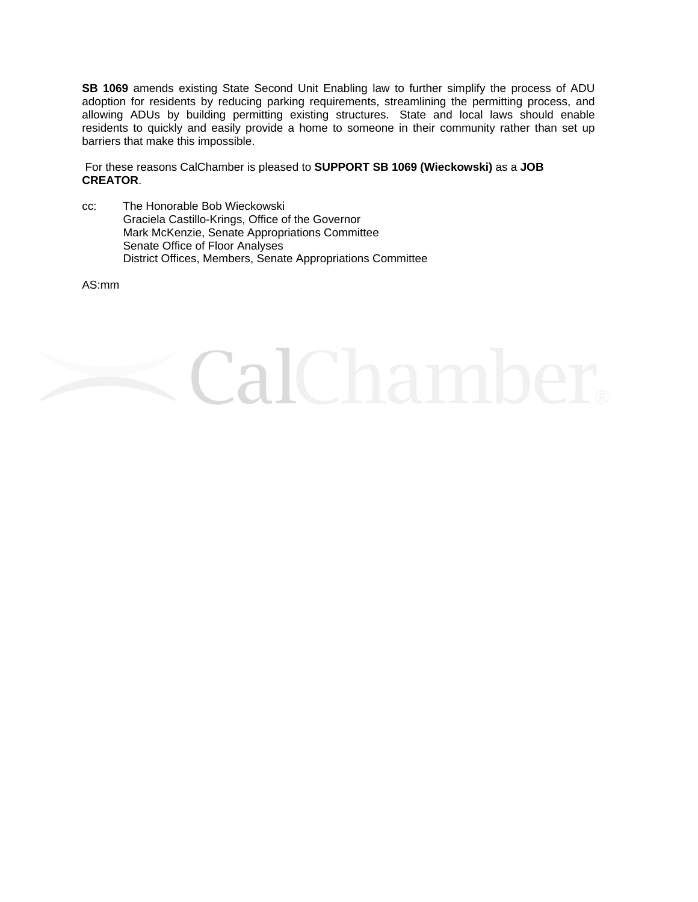**SB 1069** amends existing State Second Unit Enabling law to further simplify the process of ADU adoption for residents by reducing parking requirements, streamlining the permitting process, and allowing ADUs by building permitting existing structures. State and local laws should enable residents to quickly and easily provide a home to someone in their community rather than set up barriers that make this impossible.

For these reasons CalChamber is pleased to **SUPPORT SB 1069 (Wieckowski)** as a **JOB CREATOR**.

cc: The Honorable Bob Wieckowski
Graciela Castillo-Krings, Office of the Governor
Mark McKenzie, Senate Appropriations Committee
Senate Office of Floor Analyses
District Offices, Members, Senate Appropriations Committee

AS:mm